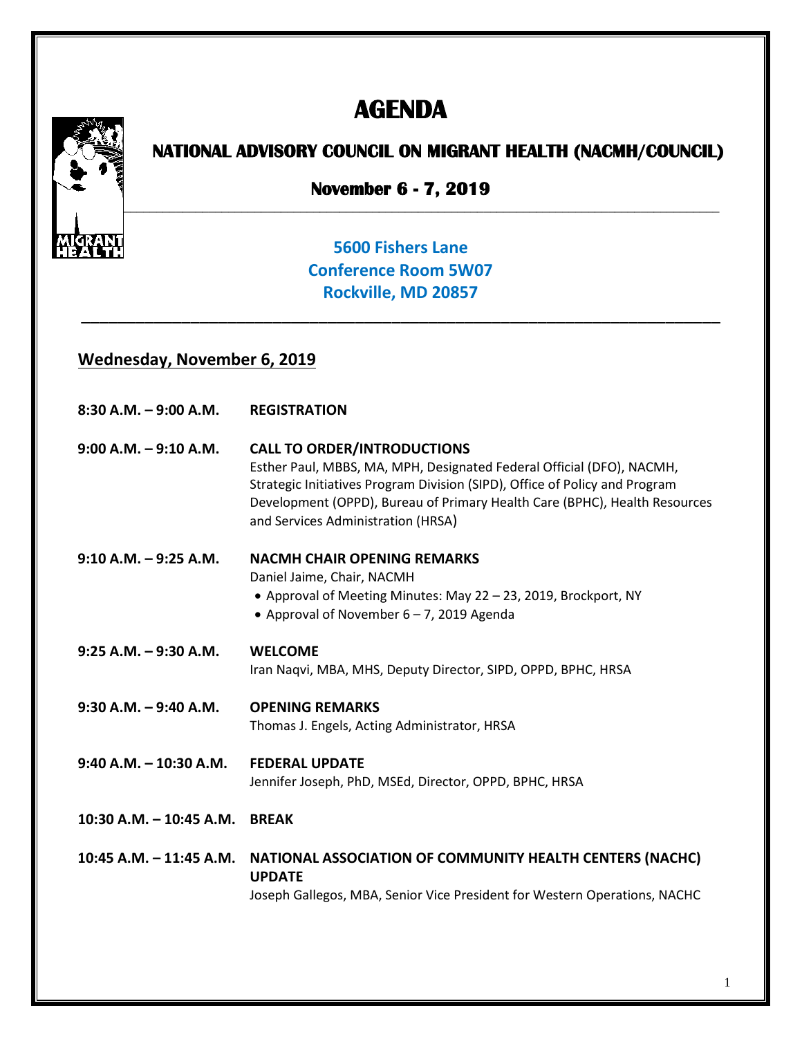# AGENDA

## NATIONAL ADVISORY COUNCIL ON MIGRANT HEALTH (NACMH/COUNCIL)

### November 6 - 7, 2019

**5600 Fishers Lane**
**Conference Room 5W07**
**Rockville, MD 20857**

---

## Wednesday, November 6, 2019

**8:30 A.M. – 9:00 A.M.** **REGISTRATION**

**9:00 A.M. – 9:10 A.M.** **CALL TO ORDER/INTRODUCTIONS**
Esther Paul, MBBS, MA, MPH, Designated Federal Official (DFO), NACMH, Strategic Initiatives Program Division (SIPD), Office of Policy and Program Development (OPPD), Bureau of Primary Health Care (BPHC), Health Resources and Services Administration (HRSA)

**9:10 A.M. – 9:25 A.M.** **NACMH CHAIR OPENING REMARKS**
Daniel Jaime, Chair, NACMH
- Approval of Meeting Minutes: May 22 – 23, 2019, Brockport, NY
- Approval of November 6 – 7, 2019 Agenda

**9:25 A.M. – 9:30 A.M.** **WELCOME**
Iran Naqvi, MBA, MHS, Deputy Director, SIPD, OPPD, BPHC, HRSA

**9:30 A.M. – 9:40 A.M.** **OPENING REMARKS**
Thomas J. Engels, Acting Administrator, HRSA

**9:40 A.M. – 10:30 A.M.** **FEDERAL UPDATE**
Jennifer Joseph, PhD, MSEd, Director, OPPD, BPHC, HRSA

**10:30 A.M. – 10:45 A.M.** **BREAK**

**10:45 A.M. – 11:45 A.M.** **NATIONAL ASSOCIATION OF COMMUNITY HEALTH CENTERS (NACHC) UPDATE**
Joseph Gallegos, MBA, Senior Vice President for Western Operations, NACHC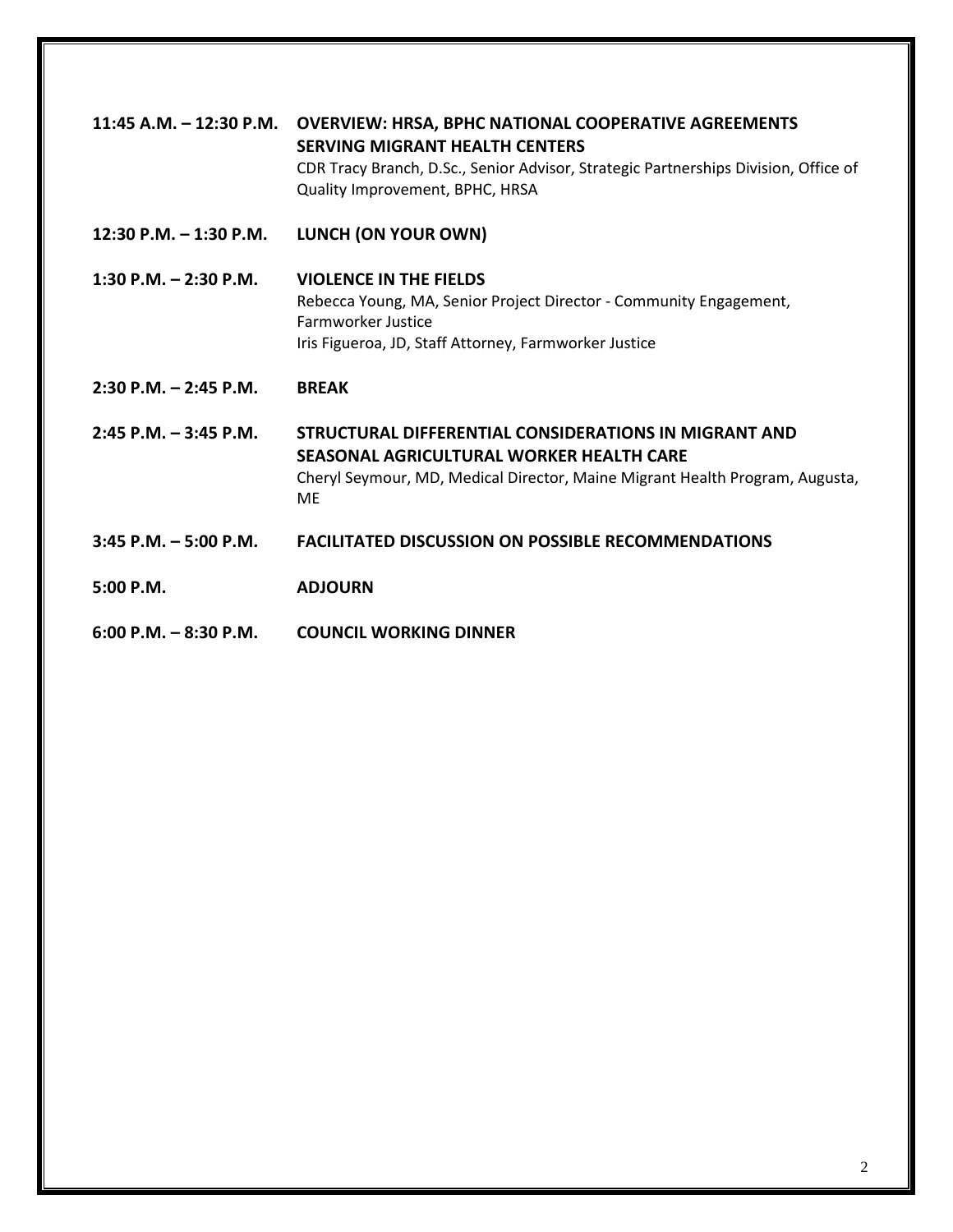**11:45 A.M. – 12:30 P.M.** **OVERVIEW: HRSA, BPHC NATIONAL COOPERATIVE AGREEMENTS SERVING MIGRANT HEALTH CENTERS**
CDR Tracy Branch, D.Sc., Senior Advisor, Strategic Partnerships Division, Office of Quality Improvement, BPHC, HRSA

**12:30 P.M. – 1:30 P.M.** **LUNCH (ON YOUR OWN)**

**1:30 P.M. – 2:30 P.M.** **VIOLENCE IN THE FIELDS**
Rebecca Young, MA, Senior Project Director - Community Engagement, Farmworker Justice
Iris Figueroa, JD, Staff Attorney, Farmworker Justice

**2:30 P.M. – 2:45 P.M.** **BREAK**

**2:45 P.M. – 3:45 P.M.** **STRUCTURAL DIFFERENTIAL CONSIDERATIONS IN MIGRANT AND SEASONAL AGRICULTURAL WORKER HEALTH CARE**
Cheryl Seymour, MD, Medical Director, Maine Migrant Health Program, Augusta, ME

**3:45 P.M. – 5:00 P.M.** **FACILITATED DISCUSSION ON POSSIBLE RECOMMENDATIONS**

**5:00 P.M.** **ADJOURN**

**6:00 P.M. – 8:30 P.M.** **COUNCIL WORKING DINNER**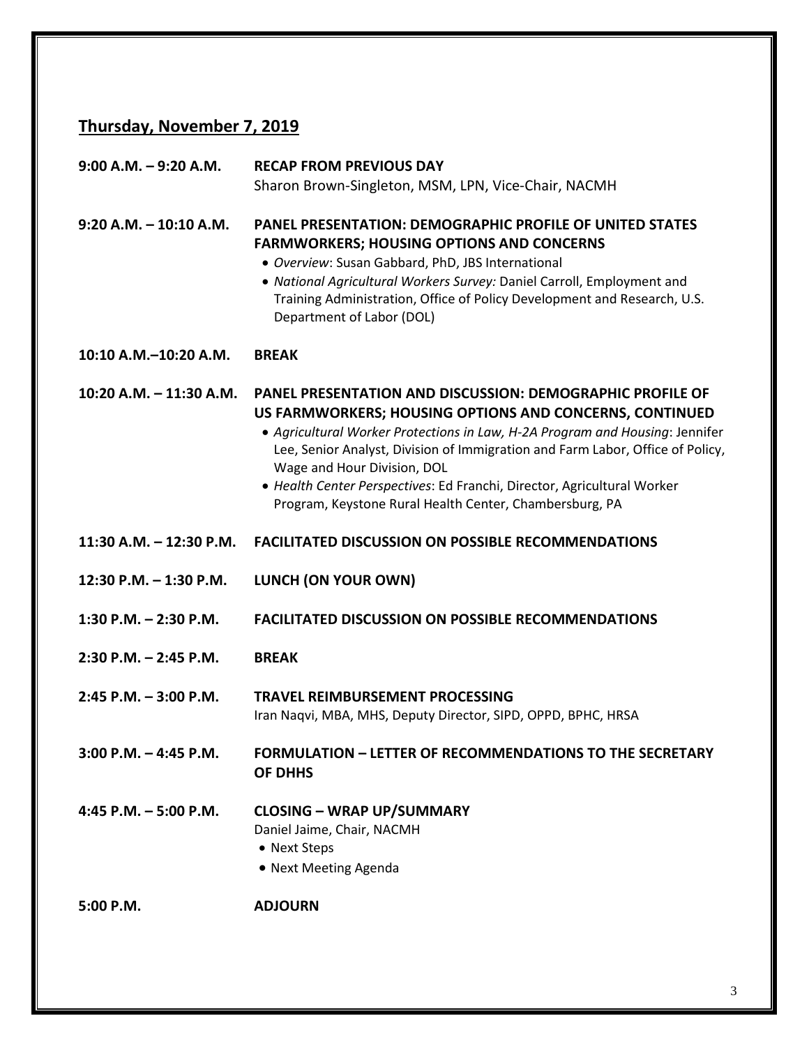## Thursday, November 7, 2019

| | |
|---|---|
| **9:00 A.M. – 9:20 A.M.** | **RECAP FROM PREVIOUS DAY**<br>Sharon Brown-Singleton, MSM, LPN, Vice-Chair, NACMH |
| **9:20 A.M. – 10:10 A.M.** | **PANEL PRESENTATION: DEMOGRAPHIC PROFILE OF UNITED STATES FARMWORKERS; HOUSING OPTIONS AND CONCERNS**<br>• *Overview*: Susan Gabbard, PhD, JBS International<br>• *National Agricultural Workers Survey:* Daniel Carroll, Employment and Training Administration, Office of Policy Development and Research, U.S. Department of Labor (DOL) |
| **10:10 A.M.–10:20 A.M.** | **BREAK** |
| **10:20 A.M. – 11:30 A.M.** | **PANEL PRESENTATION AND DISCUSSION: DEMOGRAPHIC PROFILE OF US FARMWORKERS; HOUSING OPTIONS AND CONCERNS, CONTINUED**<br>• *Agricultural Worker Protections in Law, H-2A Program and Housing*: Jennifer Lee, Senior Analyst, Division of Immigration and Farm Labor, Office of Policy, Wage and Hour Division, DOL<br>• *Health Center Perspectives*: Ed Franchi, Director, Agricultural Worker Program, Keystone Rural Health Center, Chambersburg, PA |
| **11:30 A.M. – 12:30 P.M.** | **FACILITATED DISCUSSION ON POSSIBLE RECOMMENDATIONS** |
| **12:30 P.M. – 1:30 P.M.** | **LUNCH (ON YOUR OWN)** |
| **1:30 P.M. – 2:30 P.M.** | **FACILITATED DISCUSSION ON POSSIBLE RECOMMENDATIONS** |
| **2:30 P.M. – 2:45 P.M.** | **BREAK** |
| **2:45 P.M. – 3:00 P.M.** | **TRAVEL REIMBURSEMENT PROCESSING**<br>Iran Naqvi, MBA, MHS, Deputy Director, SIPD, OPPD, BPHC, HRSA |
| **3:00 P.M. – 4:45 P.M.** | **FORMULATION – LETTER OF RECOMMENDATIONS TO THE SECRETARY OF DHHS** |
| **4:45 P.M. – 5:00 P.M.** | **CLOSING – WRAP UP/SUMMARY**<br>Daniel Jaime, Chair, NACMH<br>• Next Steps<br>• Next Meeting Agenda |
| **5:00 P.M.** | **ADJOURN** |